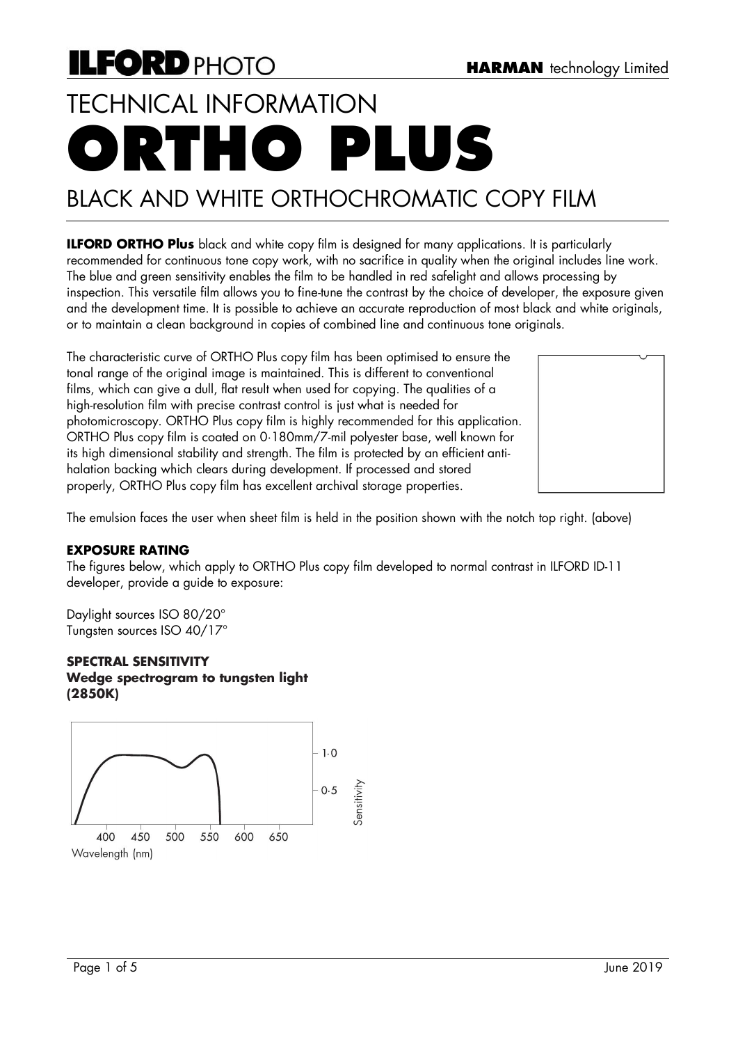# TECHNICAL INFORMATION

# ORTHO PLUS

## BLACK AND WHITE ORTHOCHROMATIC COPY FILM

**ILFORD ORTHO Plus** black and white copy film is designed for many applications. It is particularly recommended for continuous tone copy work, with no sacrifice in quality when the original includes line work. The blue and green sensitivity enables the film to be handled in red safelight and allows processing by inspection. This versatile film allows you to fine-tune the contrast by the choice of developer, the exposure given and the development time. It is possible to achieve an accurate reproduction of most black and white originals, or to maintain a clean background in copies of combined line and continuous tone originals.

The characteristic curve of ORTHO Plus copy film has been optimised to ensure the tonal range of the original image is maintained. This is different to conventional films, which can give a dull, flat result when used for copying. The qualities of a high-resolution film with precise contrast control is just what is needed for photomicroscopy. ORTHO Plus copy film is highly recommended for this application. ORTHO Plus copy film is coated on 0·180mm/7-mil polyester base, well known for its high dimensional stability and strength. The film is protected by an efficient anti-halation backing which clears during development. If processed and stored properly, ORTHO Plus copy film has excellent archival storage properties.

The emulsion faces the user when sheet film is held in the position shown with the notch top right. (above)

### EXPOSURE RATING

The figures below, which apply to ORTHO Plus copy film developed to normal contrast in ILFORD ID-11 developer, provide a guide to exposure:

Daylight sources ISO 80/20°
Tungsten sources ISO 40/17°

### SPECTRAL SENSITIVITY

**Wedge spectrogram to tungsten light (2850K)**

Sensitivity: 0·5, 1·0
Wavelength (nm): 400, 450, 500, 550, 600, 650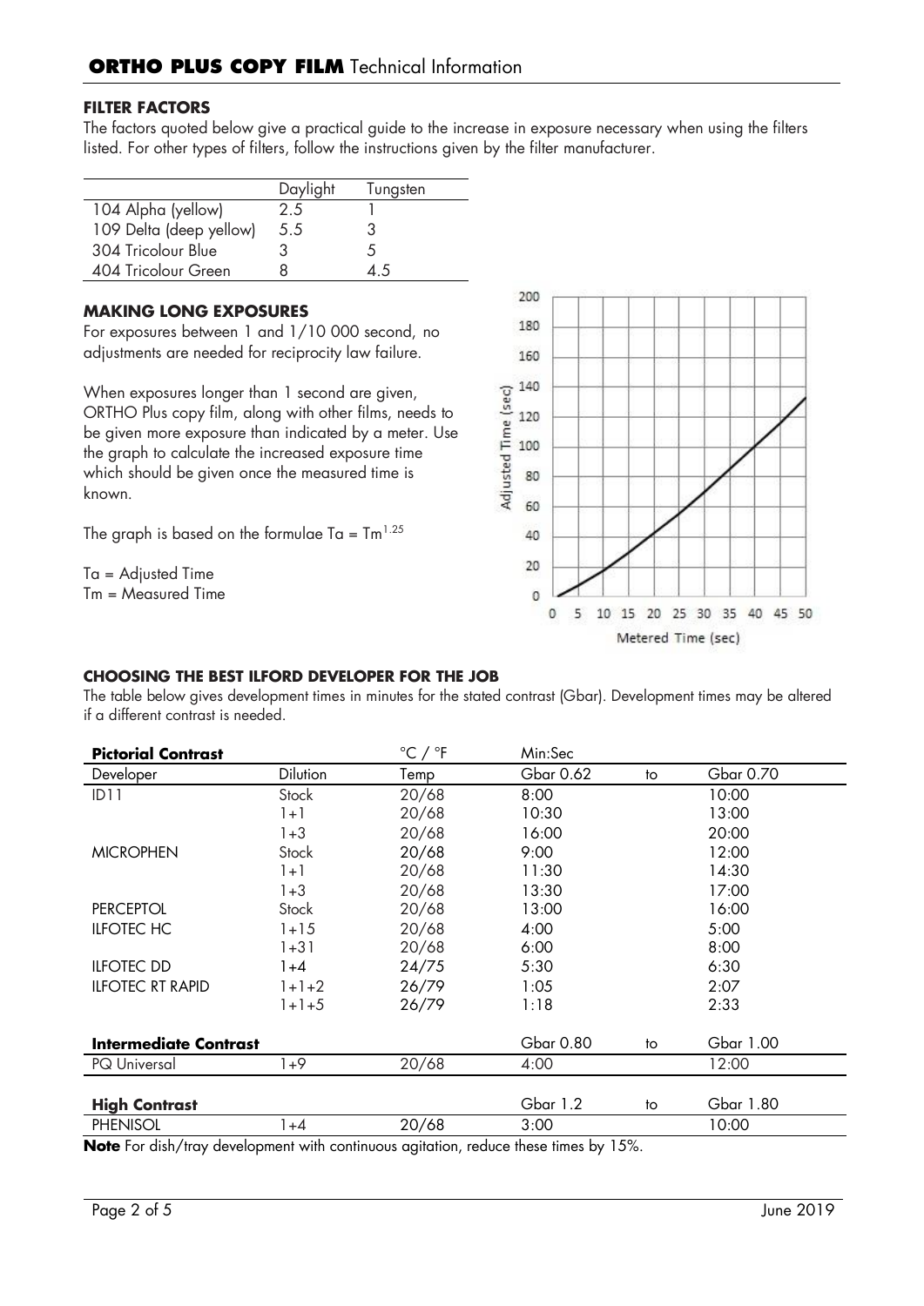## FILTER FACTORS

The factors quoted below give a practical guide to the increase in exposure necessary when using the filters listed. For other types of filters, follow the instructions given by the filter manufacturer.

| | Daylight | Tungsten |
|---|---|---|
| 104 Alpha (yellow) | 2.5 | 1 |
| 109 Delta (deep yellow) | 5.5 | 3 |
| 304 Tricolour Blue | 3 | 5 |
| 404 Tricolour Green | 8 | 4.5 |

## MAKING LONG EXPOSURES

For exposures between 1 and 1/10 000 second, no adjustments are needed for reciprocity law failure.

When exposures longer than 1 second are given, ORTHO Plus copy film, along with other films, needs to be given more exposure than indicated by a meter. Use the graph to calculate the increased exposure time which should be given once the measured time is known.

The graph is based on the formulae $Ta = Tm^{1.25}$

Ta = Adjusted Time
Tm = Measured Time

## CHOOSING THE BEST ILFORD DEVELOPER FOR THE JOB

The table below gives development times in minutes for the stated contrast (Gbar). Development times may be altered if a different contrast is needed.

| **Pictorial Contrast** | | °C / °F | Min:Sec | | |
|---|---|---|---|---|---|
| Developer | Dilution | Temp | Gbar 0.62 | to | Gbar 0.70 |
| ID11 | Stock | 20/68 | 8:00 | | 10:00 |
| | 1+1 | 20/68 | 10:30 | | 13:00 |
| | 1+3 | 20/68 | 16:00 | | 20:00 |
| MICROPHEN | Stock | 20/68 | 9:00 | | 12:00 |
| | 1+1 | 20/68 | 11:30 | | 14:30 |
| | 1+3 | 20/68 | 13:30 | | 17:00 |
| PERCEPTOL | Stock | 20/68 | 13:00 | | 16:00 |
| ILFOTEC HC | 1+15 | 20/68 | 4:00 | | 5:00 |
| | 1+31 | 20/68 | 6:00 | | 8:00 |
| ILFOTEC DD | 1+4 | 24/75 | 5:30 | | 6:30 |
| ILFOTEC RT RAPID | 1+1+2 | 26/79 | 1:05 | | 2:07 |
| | 1+1+5 | 26/79 | 1:18 | | 2:33 |
| **Intermediate Contrast** | | | Gbar 0.80 | to | Gbar 1.00 |
| PQ Universal | 1+9 | 20/68 | 4:00 | | 12:00 |
| **High Contrast** | | | Gbar 1.2 | to | Gbar 1.80 |
| PHENISOL | 1+4 | 20/68 | 3:00 | | 10:00 |

**Note** For dish/tray development with continuous agitation, reduce these times by 15%.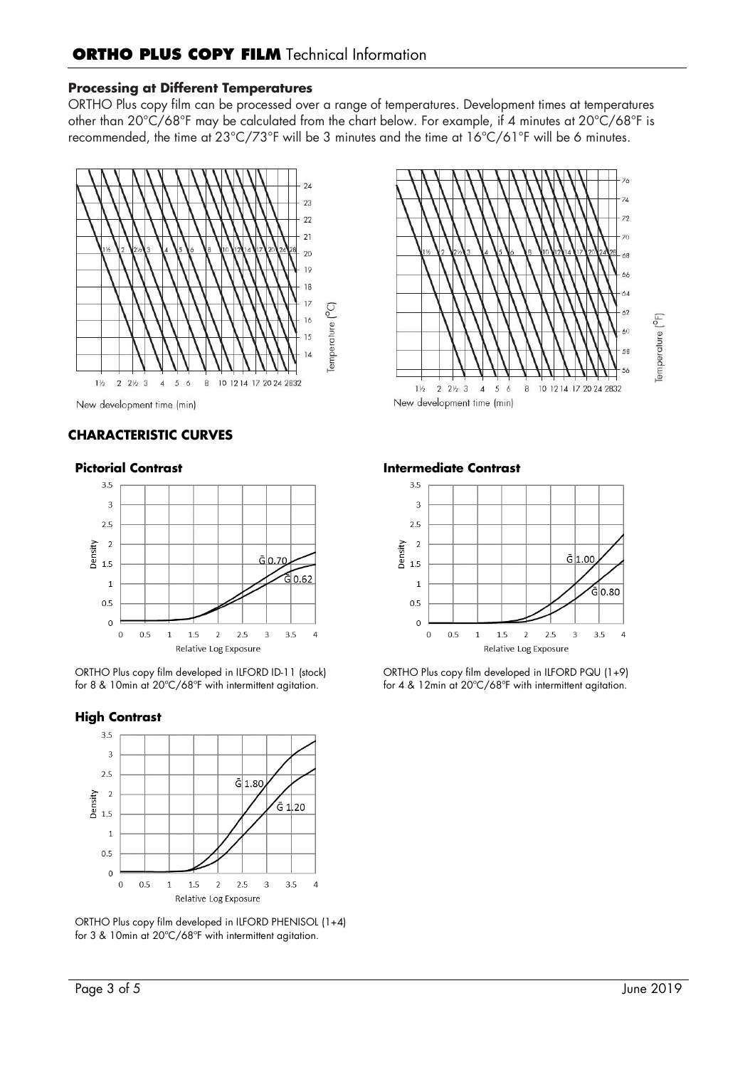## Processing at Different Temperatures

ORTHO Plus copy film can be processed over a range of temperatures. Development times at temperatures other than 20°C/68°F may be calculated from the chart below. For example, if 4 minutes at 20°C/68°F is recommended, the time at 23°C/73°F will be 3 minutes and the time at 16°C/61°F will be 6 minutes.

New development time (min)

New development time (min)

## CHARACTERISTIC CURVES

### Pictorial Contrast

ORTHO Plus copy film developed in ILFORD ID-11 (stock) for 8 & 10min at 20°C/68°F with intermittent agitation.

### Intermediate Contrast

ORTHO Plus copy film developed in ILFORD PQU (1+9) for 4 & 12min at 20°C/68°F with intermittent agitation.

### High Contrast

ORTHO Plus copy film developed in ILFORD PHENISOL (1+4) for 3 & 10min at 20°C/68°F with intermittent agitation.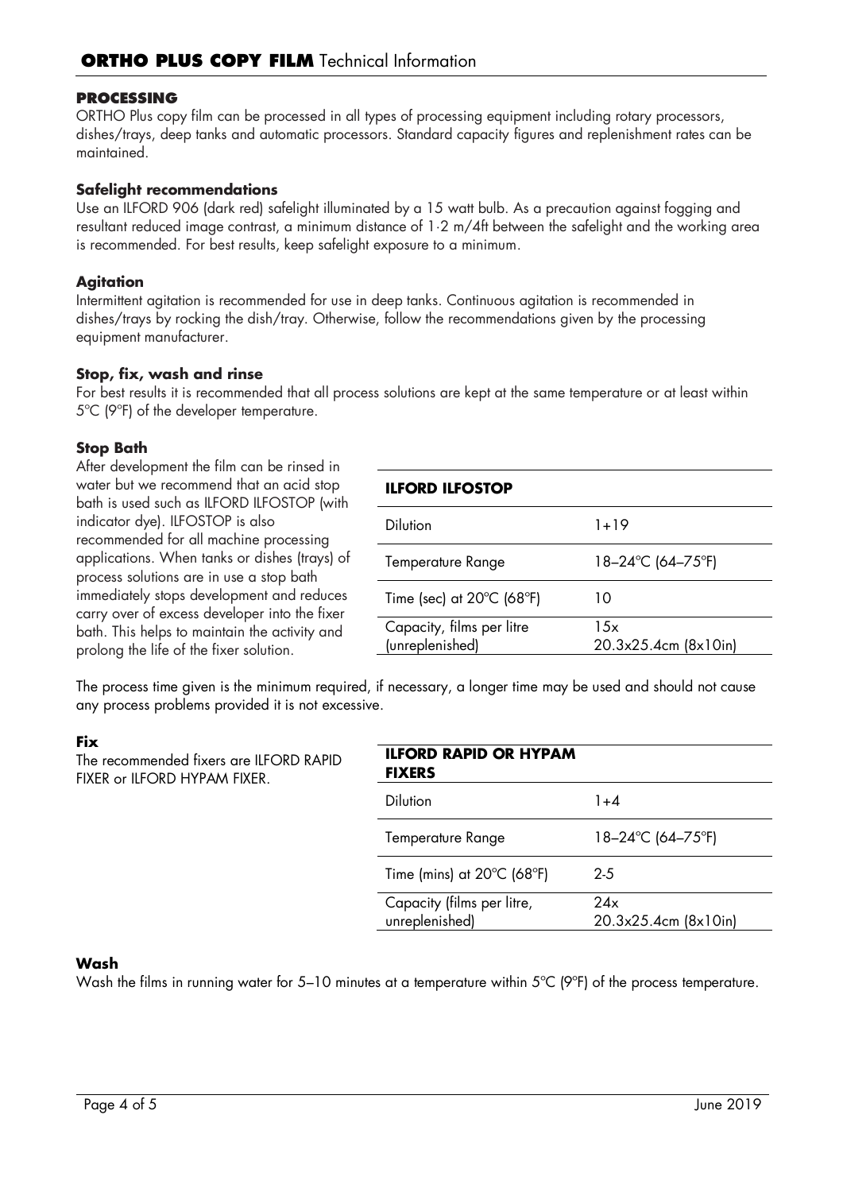## PROCESSING

ORTHO Plus copy film can be processed in all types of processing equipment including rotary processors, dishes/trays, deep tanks and automatic processors. Standard capacity figures and replenishment rates can be maintained.

### Safelight recommendations

Use an ILFORD 906 (dark red) safelight illuminated by a 15 watt bulb. As a precaution against fogging and resultant reduced image contrast, a minimum distance of 1·2 m/4ft between the safelight and the working area is recommended. For best results, keep safelight exposure to a minimum.

### Agitation

Intermittent agitation is recommended for use in deep tanks. Continuous agitation is recommended in dishes/trays by rocking the dish/tray. Otherwise, follow the recommendations given by the processing equipment manufacturer.

### Stop, fix, wash and rinse

For best results it is recommended that all process solutions are kept at the same temperature or at least within 5°C (9°F) of the developer temperature.

### Stop Bath

After development the film can be rinsed in water but we recommend that an acid stop bath is used such as ILFORD ILFOSTOP (with indicator dye). ILFOSTOP is also recommended for all machine processing applications. When tanks or dishes (trays) of process solutions are in use a stop bath immediately stops development and reduces carry over of excess developer into the fixer bath. This helps to maintain the activity and prolong the life of the fixer solution.

| **ILFORD ILFOSTOP** | |
|---|---|
| Dilution | 1+19 |
| Temperature Range | 18–24°C (64–75°F) |
| Time (sec) at 20°C (68°F) | 10 |
| Capacity, films per litre (unreplenished) | 15x 20.3x25.4cm (8x10in) |

The process time given is the minimum required, if necessary, a longer time may be used and should not cause any process problems provided it is not excessive.

### Fix

The recommended fixers are ILFORD RAPID FIXER or ILFORD HYPAM FIXER.

| **ILFORD RAPID OR HYPAM FIXERS** | |
|---|---|
| Dilution | 1+4 |
| Temperature Range | 18–24°C (64–75°F) |
| Time (mins) at 20°C (68°F) | 2-5 |
| Capacity (films per litre, unreplenished) | 24x 20.3x25.4cm (8x10in) |

### Wash

Wash the films in running water for 5–10 minutes at a temperature within 5°C (9°F) of the process temperature.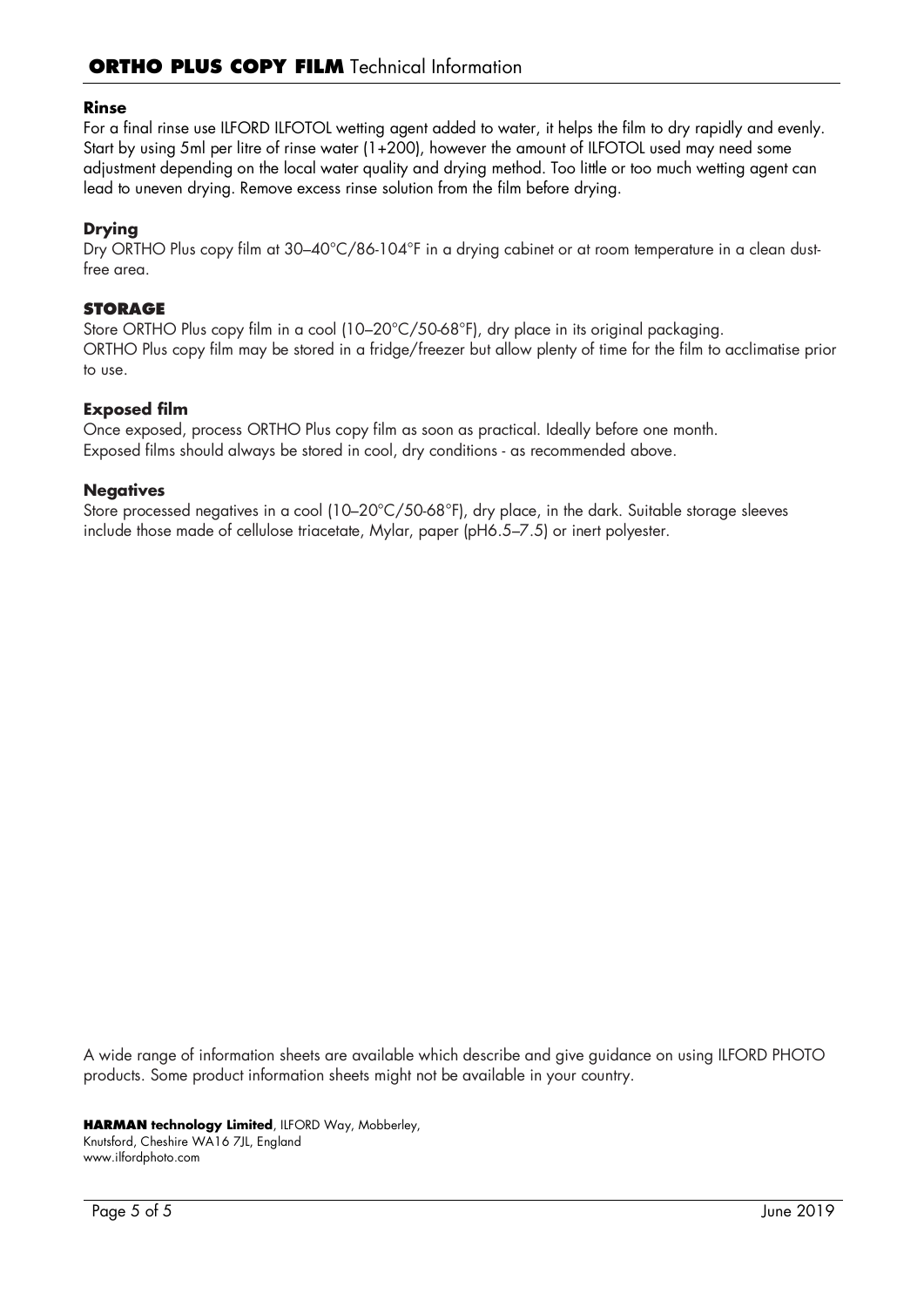## Rinse

For a final rinse use ILFORD ILFOTOL wetting agent added to water, it helps the film to dry rapidly and evenly. Start by using 5ml per litre of rinse water (1+200), however the amount of ILFOTOL used may need some adjustment depending on the local water quality and drying method. Too little or too much wetting agent can lead to uneven drying. Remove excess rinse solution from the film before drying.

## Drying

Dry ORTHO Plus copy film at 30–40°C/86-104°F in a drying cabinet or at room temperature in a clean dust-free area.

## STORAGE

Store ORTHO Plus copy film in a cool (10–20°C/50-68°F), dry place in its original packaging.
ORTHO Plus copy film may be stored in a fridge/freezer but allow plenty of time for the film to acclimatise prior to use.

## Exposed film

Once exposed, process ORTHO Plus copy film as soon as practical. Ideally before one month.
Exposed films should always be stored in cool, dry conditions - as recommended above.

## Negatives

Store processed negatives in a cool (10–20°C/50-68°F), dry place, in the dark. Suitable storage sleeves include those made of cellulose triacetate, Mylar, paper (pH6.5–7.5) or inert polyester.

A wide range of information sheets are available which describe and give guidance on using ILFORD PHOTO products. Some product information sheets might not be available in your country.

**HARMAN technology Limited**, ILFORD Way, Mobberley,
Knutsford, Cheshire WA16 7JL, England
www.ilfordphoto.com

June 2019